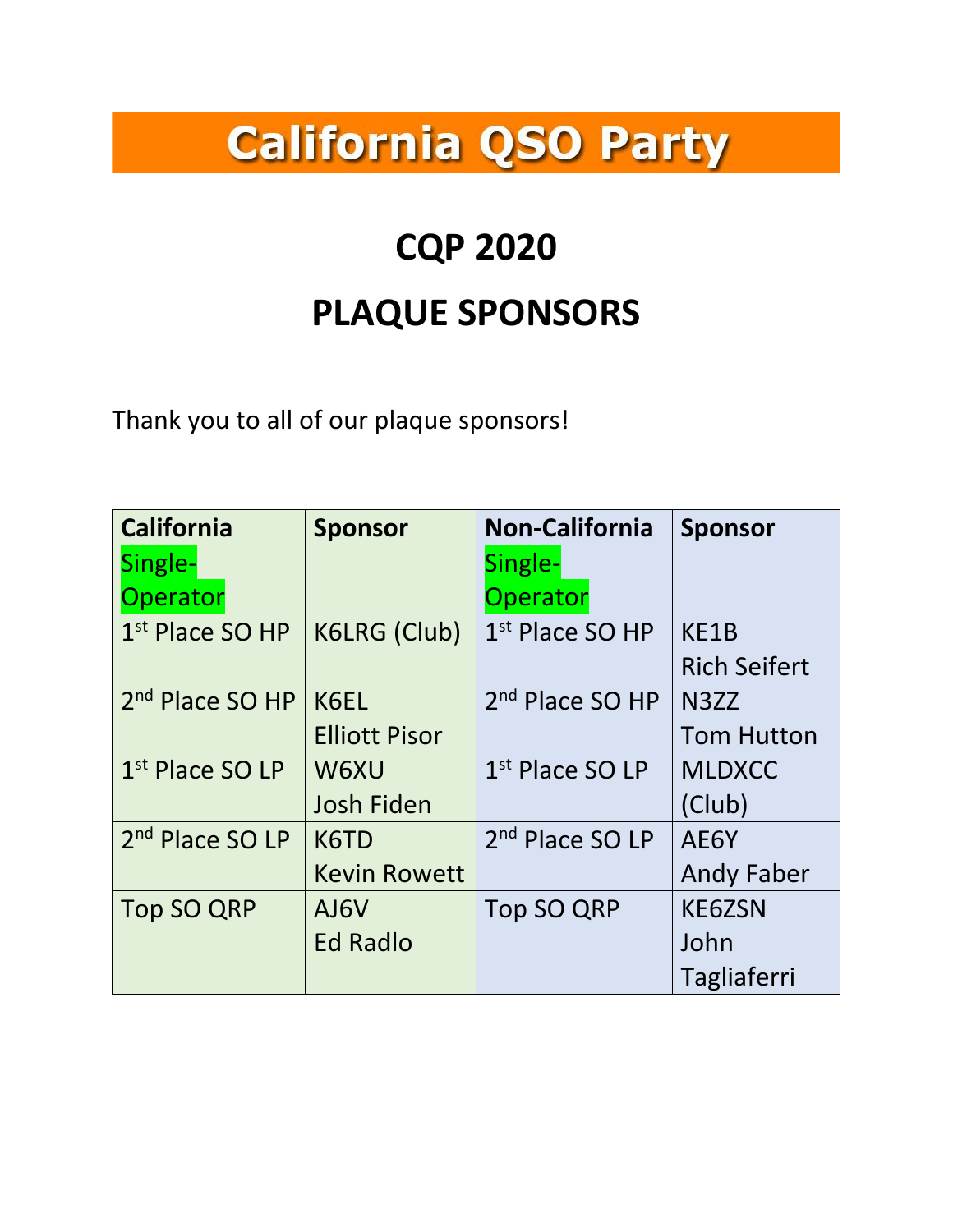# California QSO Party

## CQP 2020

## PLAQUE SPONSORS

Thank you to all of our plaque sponsors!

| California | Sponsor | Non-California | Sponsor |
|---|---|---|---|
| Single-Operator | | Single-Operator | |
| 1st Place SO HP | K6LRG (Club) | 1st Place SO HP | KE1B Rich Seifert |
| 2nd Place SO HP | K6EL Elliott Pisor | 2nd Place SO HP | N3ZZ Tom Hutton |
| 1st Place SO LP | W6XU Josh Fiden | 1st Place SO LP | MLDXCC (Club) |
| 2nd Place SO LP | K6TD Kevin Rowett | 2nd Place SO LP | AE6Y Andy Faber |
| Top SO QRP | AJ6V Ed Radlo | Top SO QRP | KE6ZSN John Tagliaferri |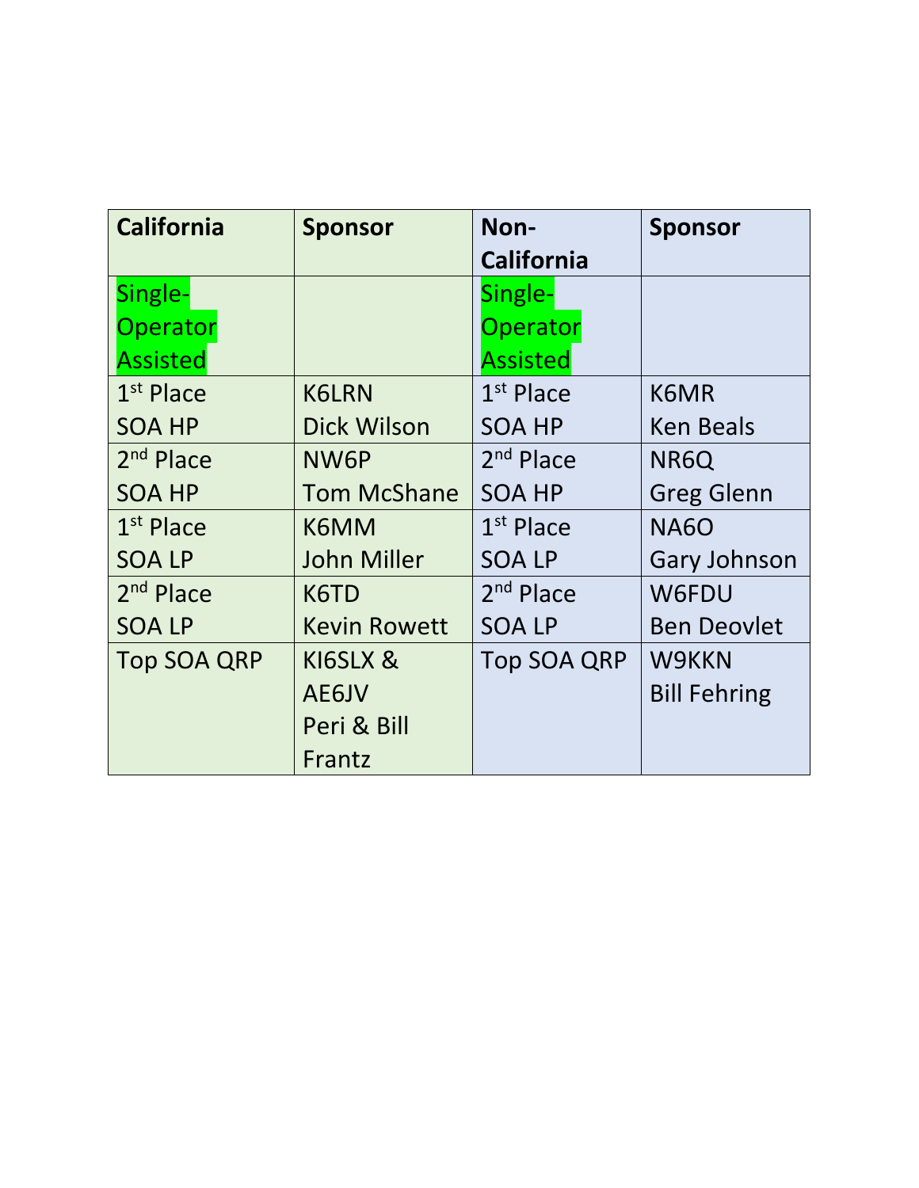| **California** | **Sponsor** | **Non-California** | **Sponsor** |
| --- | --- | --- | --- |
| Single-Operator Assisted | | Single-Operator Assisted | |
| 1st Place SOA HP | K6LRN Dick Wilson | 1st Place SOA HP | K6MR Ken Beals |
| 2nd Place SOA HP | NW6P Tom McShane | 2nd Place SOA HP | NR6Q Greg Glenn |
| 1st Place SOA LP | K6MM John Miller | 1st Place SOA LP | NA6O Gary Johnson |
| 2nd Place SOA LP | K6TD Kevin Rowett | 2nd Place SOA LP | W6FDU Ben Deovlet |
| Top SOA QRP | KI6SLX & AE6JV Peri & Bill Frantz | Top SOA QRP | W9KKN Bill Fehring |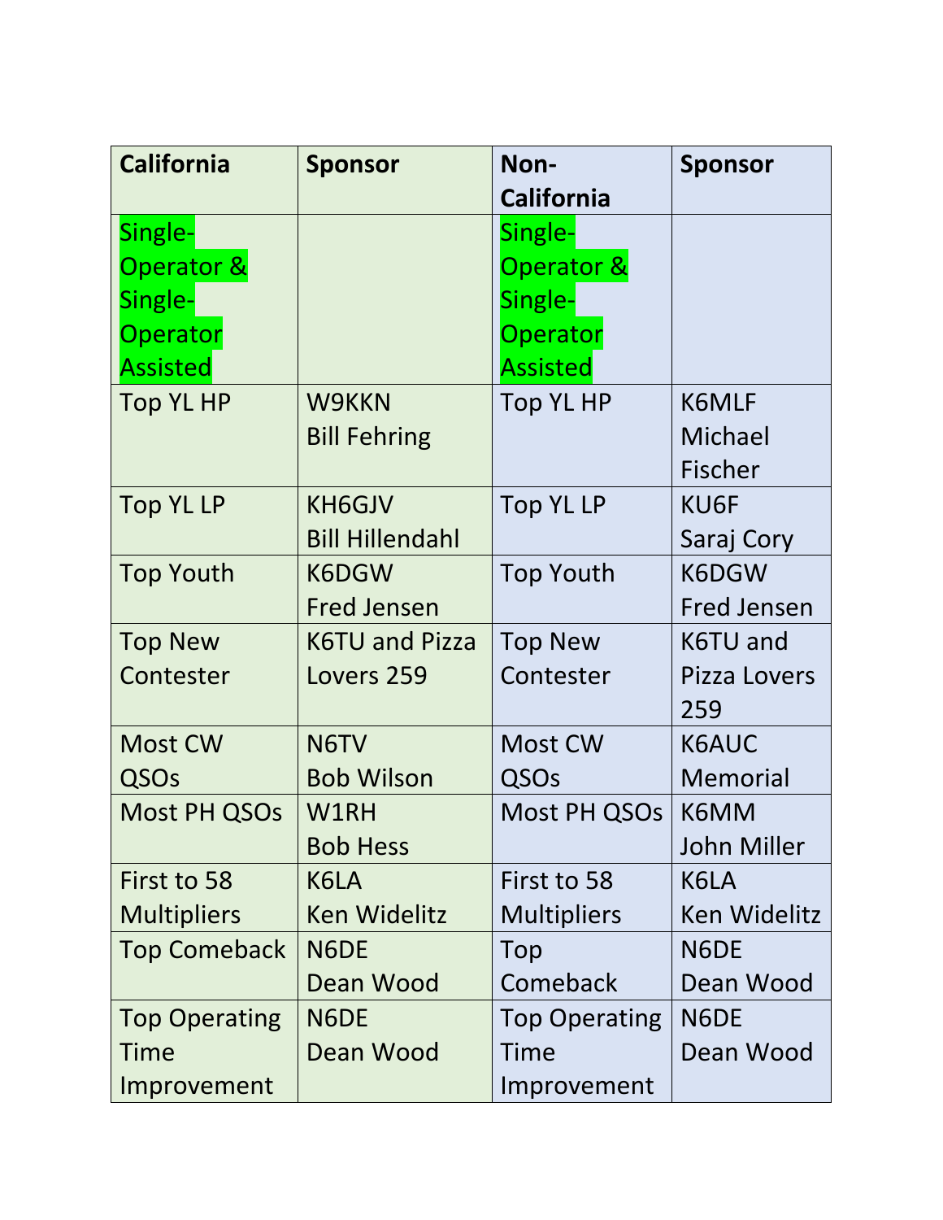| California | Sponsor | Non-California | Sponsor |
|---|---|---|---|
| Single-Operator & Single-Operator Assisted | | Single-Operator & Single-Operator Assisted | |
| Top YL HP | W9KKN Bill Fehring | Top YL HP | K6MLF Michael Fischer |
| Top YL LP | KH6GJV Bill Hillendahl | Top YL LP | KU6F Saraj Cory |
| Top Youth | K6DGW Fred Jensen | Top Youth | K6DGW Fred Jensen |
| Top New Contester | K6TU and Pizza Lovers 259 | Top New Contester | K6TU and Pizza Lovers 259 |
| Most CW QSOs | N6TV Bob Wilson | Most CW QSOs | K6AUC Memorial |
| Most PH QSOs | W1RH Bob Hess | Most PH QSOs | K6MM John Miller |
| First to 58 Multipliers | K6LA Ken Widelitz | First to 58 Multipliers | K6LA Ken Widelitz |
| Top Comeback | N6DE Dean Wood | Top Comeback | N6DE Dean Wood |
| Top Operating Time Improvement | N6DE Dean Wood | Top Operating Time Improvement | N6DE Dean Wood |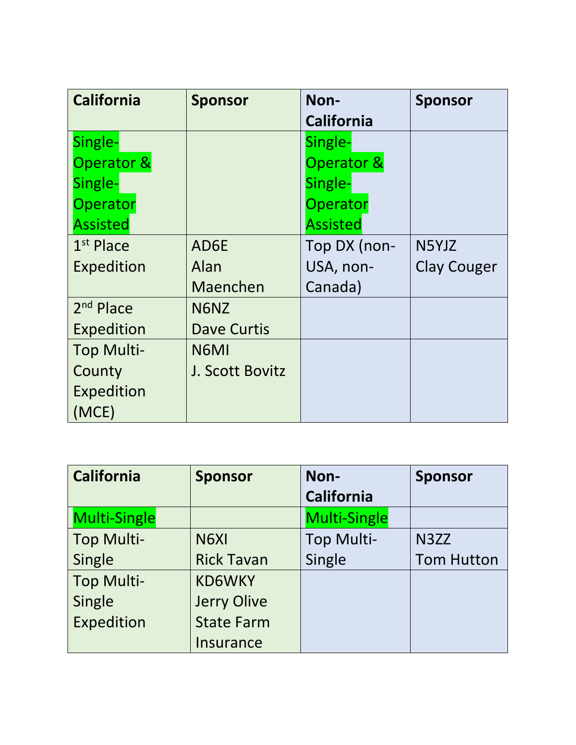| California | Sponsor | Non-California | Sponsor |
|---|---|---|---|
| Single-Operator & Single-Operator Assisted | | Single-Operator & Single-Operator Assisted | |
| 1st Place Expedition | AD6E Alan Maenchen | Top DX (non-USA, non-Canada) | N5YJZ Clay Couger |
| 2nd Place Expedition | N6NZ Dave Curtis | | |
| Top Multi-County Expedition (MCE) | N6MI J. Scott Bovitz | | |

| California | Sponsor | Non-California | Sponsor |
|---|---|---|---|
| Multi-Single | | Multi-Single | |
| Top Multi-Single | N6XI Rick Tavan | Top Multi-Single | N3ZZ Tom Hutton |
| Top Multi-Single Expedition | KD6WKY Jerry Olive State Farm Insurance | | |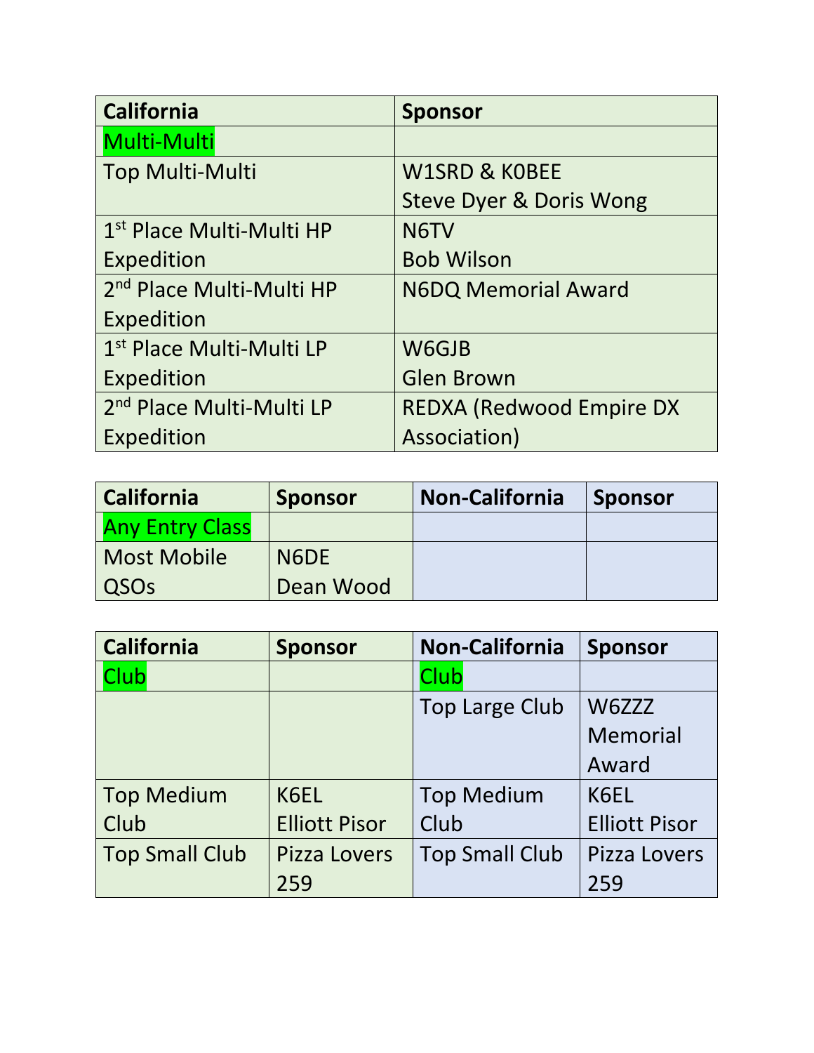| California | Sponsor |
|---|---|
| Multi-Multi | |
| Top Multi-Multi | W1SRD & K0BEE<br>Steve Dyer & Doris Wong |
| 1st Place Multi-Multi HP Expedition | N6TV<br>Bob Wilson |
| 2nd Place Multi-Multi HP Expedition | N6DQ Memorial Award |
| 1st Place Multi-Multi LP Expedition | W6GJB<br>Glen Brown |
| 2nd Place Multi-Multi LP Expedition | REDXA (Redwood Empire DX Association) |

| California | Sponsor | Non-California | Sponsor |
|---|---|---|---|
| Any Entry Class | | | |
| Most Mobile QSOs | N6DE<br>Dean Wood | | |

| California | Sponsor | Non-California | Sponsor |
|---|---|---|---|
| Club | | Club | |
| | | Top Large Club | W6ZZZ Memorial Award |
| Top Medium Club | K6EL<br>Elliott Pisor | Top Medium Club | K6EL<br>Elliott Pisor |
| Top Small Club | Pizza Lovers 259 | Top Small Club | Pizza Lovers 259 |